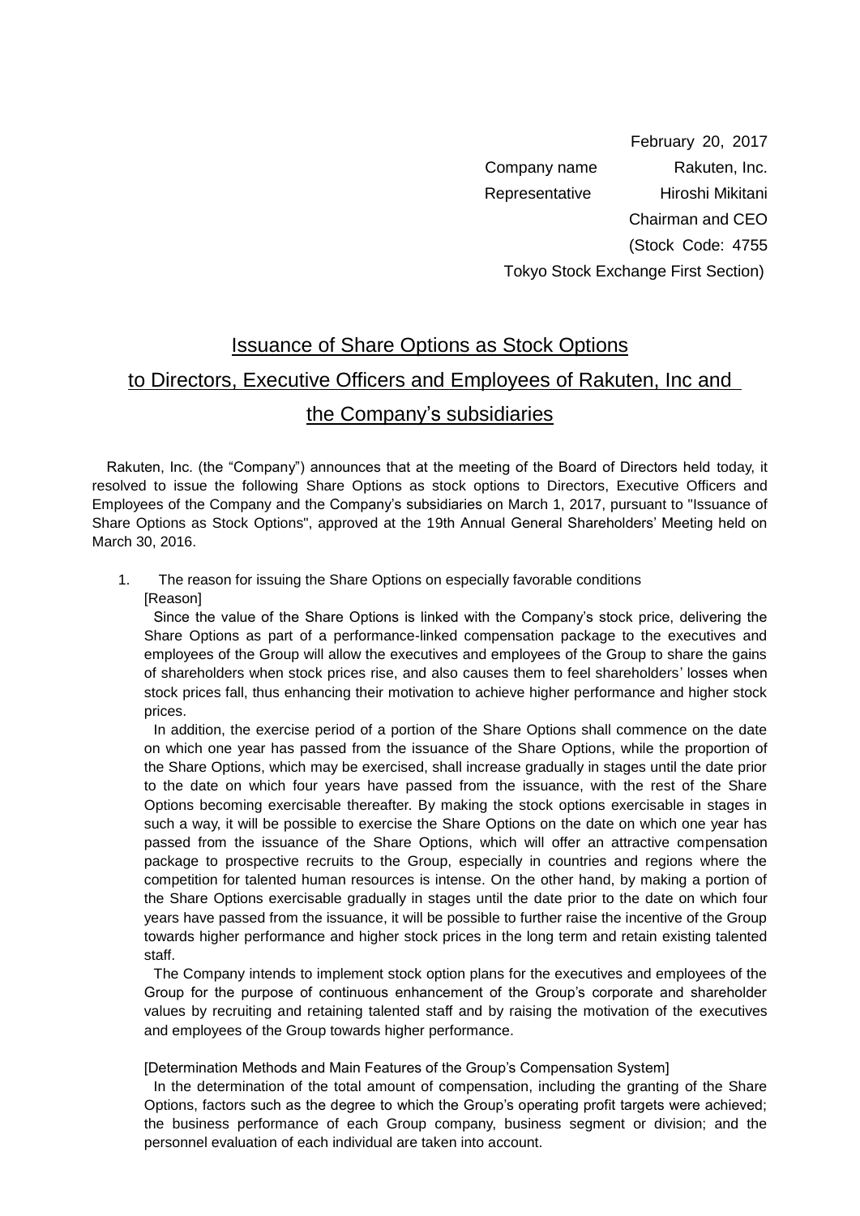February 20, 2017

Company name Rakuten, Inc.

Representative Hiroshi Mikitani

Chairman and CEO

(Stock Code: 4755

Tokyo Stock Exchange First Section)

# Issuance of Share Options as Stock Options to Directors, Executive Officers and Employees of Rakuten, Inc and the Company's subsidiaries

Rakuten, Inc. (the "Company") announces that at the meeting of the Board of Directors held today, it resolved to issue the following Share Options as stock options to Directors, Executive Officers and Employees of the Company and the Company's subsidiaries on March 1, 2017, pursuant to "Issuance of Share Options as Stock Options", approved at the 19th Annual General Shareholders' Meeting held on March 30, 2016.

1. The reason for issuing the Share Options on especially favorable conditions

[Reason]

Since the value of the Share Options is linked with the Company's stock price, delivering the Share Options as part of a performance-linked compensation package to the executives and employees of the Group will allow the executives and employees of the Group to share the gains of shareholders when stock prices rise, and also causes them to feel shareholders' losses when stock prices fall, thus enhancing their motivation to achieve higher performance and higher stock prices.

In addition, the exercise period of a portion of the Share Options shall commence on the date on which one year has passed from the issuance of the Share Options, while the proportion of the Share Options, which may be exercised, shall increase gradually in stages until the date prior to the date on which four years have passed from the issuance, with the rest of the Share Options becoming exercisable thereafter. By making the stock options exercisable in stages in such a way, it will be possible to exercise the Share Options on the date on which one year has passed from the issuance of the Share Options, which will offer an attractive compensation package to prospective recruits to the Group, especially in countries and regions where the competition for talented human resources is intense. On the other hand, by making a portion of the Share Options exercisable gradually in stages until the date prior to the date on which four years have passed from the issuance, it will be possible to further raise the incentive of the Group towards higher performance and higher stock prices in the long term and retain existing talented staff.

The Company intends to implement stock option plans for the executives and employees of the Group for the purpose of continuous enhancement of the Group's corporate and shareholder values by recruiting and retaining talented staff and by raising the motivation of the executives and employees of the Group towards higher performance.

[Determination Methods and Main Features of the Group's Compensation System]

In the determination of the total amount of compensation, including the granting of the Share Options, factors such as the degree to which the Group's operating profit targets were achieved; the business performance of each Group company, business segment or division; and the personnel evaluation of each individual are taken into account.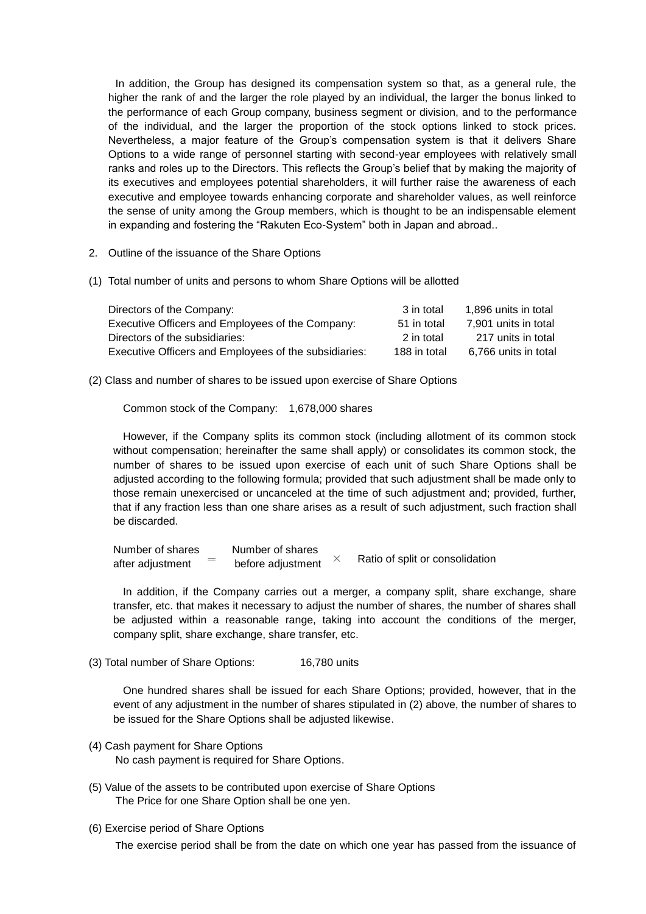In addition, the Group has designed its compensation system so that, as a general rule, the higher the rank of and the larger the role played by an individual, the larger the bonus linked to the performance of each Group company, business segment or division, and to the performance of the individual, and the larger the proportion of the stock options linked to stock prices. Nevertheless, a major feature of the Group's compensation system is that it delivers Share Options to a wide range of personnel starting with second-year employees with relatively small ranks and roles up to the Directors. This reflects the Group's belief that by making the majority of its executives and employees potential shareholders, it will further raise the awareness of each executive and employee towards enhancing corporate and shareholder values, as well reinforce the sense of unity among the Group members, which is thought to be an indispensable element in expanding and fostering the "Rakuten Eco-System" both in Japan and abroad..

2. Outline of the issuance of the Share Options

(1) Total number of units and persons to whom Share Options will be allotted

| | | |
|---|---|---|
| Directors of the Company: | 3 in total | 1,896 units in total |
| Executive Officers and Employees of the Company: | 51 in total | 7,901 units in total |
| Directors of the subsidiaries: | 2 in total | 217 units in total |
| Executive Officers and Employees of the subsidiaries: | 188 in total | 6,766 units in total |

(2) Class and number of shares to be issued upon exercise of Share Options

Common stock of the Company: 1,678,000 shares

However, if the Company splits its common stock (including allotment of its common stock without compensation; hereinafter the same shall apply) or consolidates its common stock, the number of shares to be issued upon exercise of each unit of such Share Options shall be adjusted according to the following formula; provided that such adjustment shall be made only to those remain unexercised or uncanceled at the time of such adjustment and; provided, further, that if any fraction less than one share arises as a result of such adjustment, such fraction shall be discarded.

$$\text{Number of shares after adjustment} = \text{Number of shares before adjustment} \times \text{Ratio of split or consolidation}$$

In addition, if the Company carries out a merger, a company split, share exchange, share transfer, etc. that makes it necessary to adjust the number of shares, the number of shares shall be adjusted within a reasonable range, taking into account the conditions of the merger, company split, share exchange, share transfer, etc.

(3) Total number of Share Options: 16,780 units

One hundred shares shall be issued for each Share Options; provided, however, that in the event of any adjustment in the number of shares stipulated in (2) above, the number of shares to be issued for the Share Options shall be adjusted likewise.

(4) Cash payment for Share Options

No cash payment is required for Share Options.

(5) Value of the assets to be contributed upon exercise of Share Options

The Price for one Share Option shall be one yen.

(6) Exercise period of Share Options

The exercise period shall be from the date on which one year has passed from the issuance of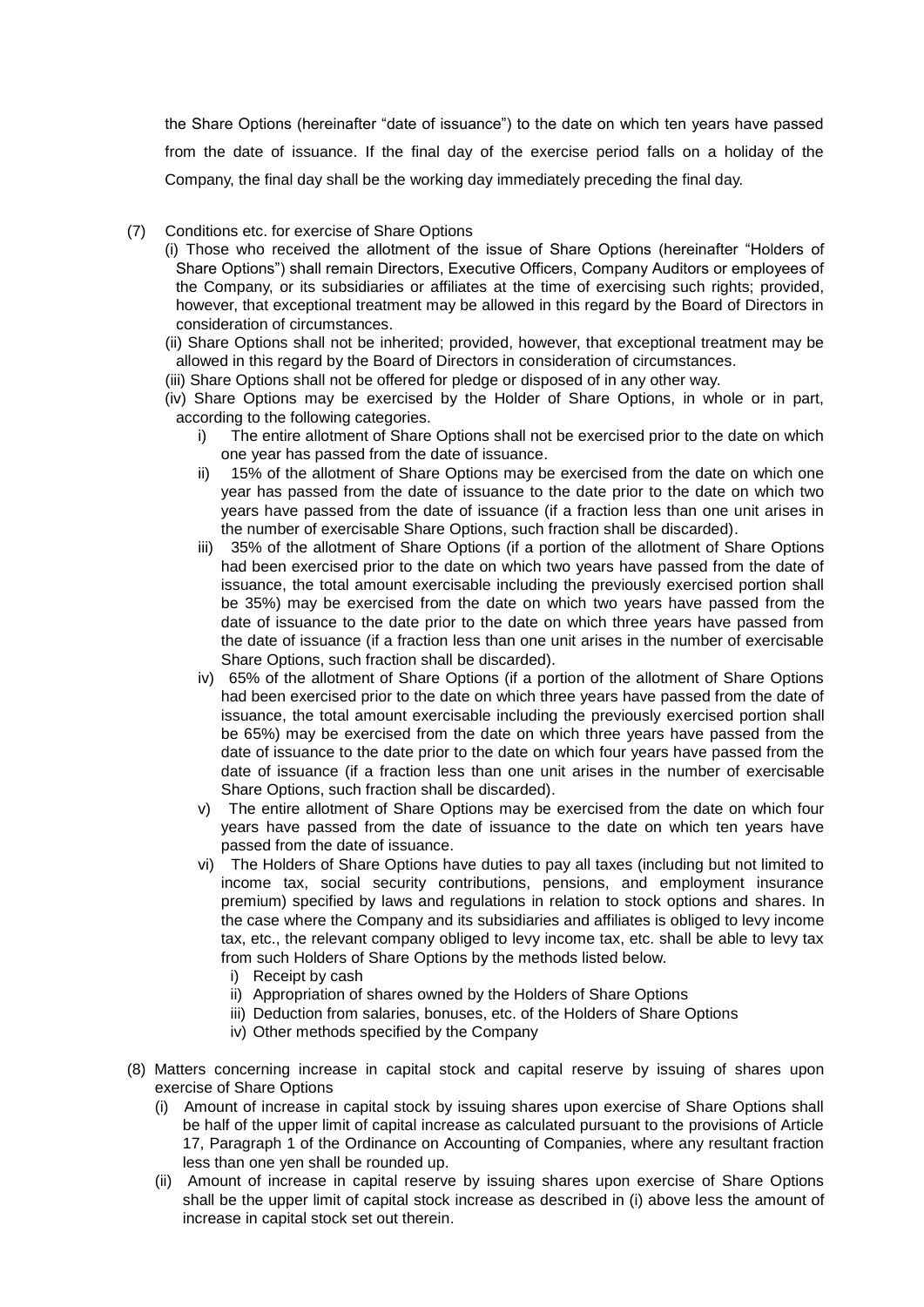the Share Options (hereinafter "date of issuance") to the date on which ten years have passed from the date of issuance. If the final day of the exercise period falls on a holiday of the Company, the final day shall be the working day immediately preceding the final day.

(7) Conditions etc. for exercise of Share Options

(i) Those who received the allotment of the issue of Share Options (hereinafter "Holders of Share Options") shall remain Directors, Executive Officers, Company Auditors or employees of the Company, or its subsidiaries or affiliates at the time of exercising such rights; provided, however, that exceptional treatment may be allowed in this regard by the Board of Directors in consideration of circumstances.

(ii) Share Options shall not be inherited; provided, however, that exceptional treatment may be allowed in this regard by the Board of Directors in consideration of circumstances.

(iii) Share Options shall not be offered for pledge or disposed of in any other way.

(iv) Share Options may be exercised by the Holder of Share Options, in whole or in part, according to the following categories.

i) The entire allotment of Share Options shall not be exercised prior to the date on which one year has passed from the date of issuance.

ii) 15% of the allotment of Share Options may be exercised from the date on which one year has passed from the date of issuance to the date prior to the date on which two years have passed from the date of issuance (if a fraction less than one unit arises in the number of exercisable Share Options, such fraction shall be discarded).

iii) 35% of the allotment of Share Options (if a portion of the allotment of Share Options had been exercised prior to the date on which two years have passed from the date of issuance, the total amount exercisable including the previously exercised portion shall be 35%) may be exercised from the date on which two years have passed from the date of issuance to the date prior to the date on which three years have passed from the date of issuance (if a fraction less than one unit arises in the number of exercisable Share Options, such fraction shall be discarded).

iv) 65% of the allotment of Share Options (if a portion of the allotment of Share Options had been exercised prior to the date on which three years have passed from the date of issuance, the total amount exercisable including the previously exercised portion shall be 65%) may be exercised from the date on which three years have passed from the date of issuance to the date prior to the date on which four years have passed from the date of issuance (if a fraction less than one unit arises in the number of exercisable Share Options, such fraction shall be discarded).

v) The entire allotment of Share Options may be exercised from the date on which four years have passed from the date of issuance to the date on which ten years have passed from the date of issuance.

vi) The Holders of Share Options have duties to pay all taxes (including but not limited to income tax, social security contributions, pensions, and employment insurance premium) specified by laws and regulations in relation to stock options and shares. In the case where the Company and its subsidiaries and affiliates is obliged to levy income tax, etc., the relevant company obliged to levy income tax, etc. shall be able to levy tax from such Holders of Share Options by the methods listed below.

i) Receipt by cash
ii) Appropriation of shares owned by the Holders of Share Options
iii) Deduction from salaries, bonuses, etc. of the Holders of Share Options
iv) Other methods specified by the Company

(8) Matters concerning increase in capital stock and capital reserve by issuing of shares upon exercise of Share Options

(i) Amount of increase in capital stock by issuing shares upon exercise of Share Options shall be half of the upper limit of capital increase as calculated pursuant to the provisions of Article 17, Paragraph 1 of the Ordinance on Accounting of Companies, where any resultant fraction less than one yen shall be rounded up.

(ii) Amount of increase in capital reserve by issuing shares upon exercise of Share Options shall be the upper limit of capital stock increase as described in (i) above less the amount of increase in capital stock set out therein.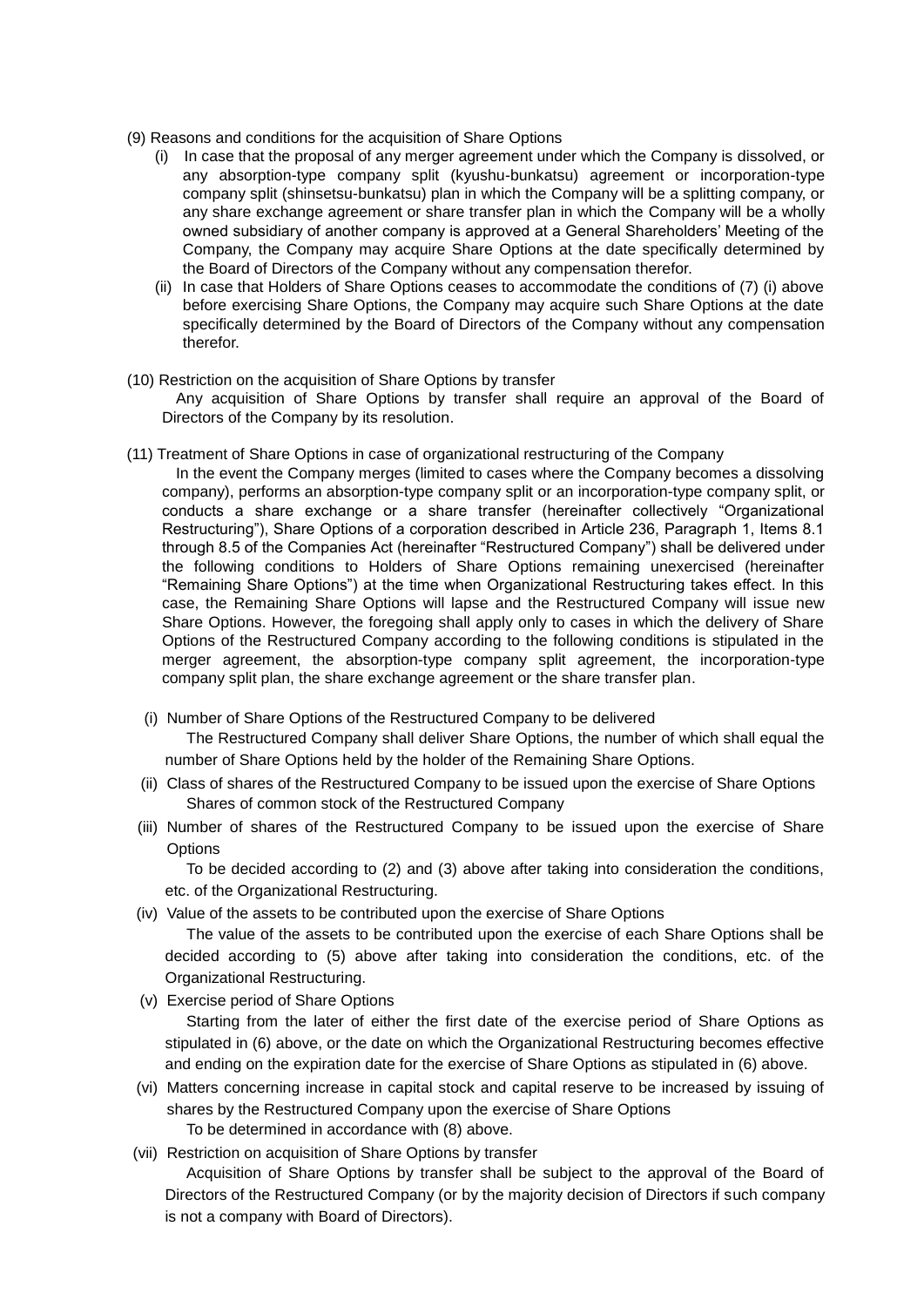(9) Reasons and conditions for the acquisition of Share Options

(i) In case that the proposal of any merger agreement under which the Company is dissolved, or any absorption-type company split (kyushu-bunkatsu) agreement or incorporation-type company split (shinsetsu-bunkatsu) plan in which the Company will be a splitting company, or any share exchange agreement or share transfer plan in which the Company will be a wholly owned subsidiary of another company is approved at a General Shareholders' Meeting of the Company, the Company may acquire Share Options at the date specifically determined by the Board of Directors of the Company without any compensation therefor.

(ii) In case that Holders of Share Options ceases to accommodate the conditions of (7) (i) above before exercising Share Options, the Company may acquire such Share Options at the date specifically determined by the Board of Directors of the Company without any compensation therefor.

(10) Restriction on the acquisition of Share Options by transfer

Any acquisition of Share Options by transfer shall require an approval of the Board of Directors of the Company by its resolution.

(11) Treatment of Share Options in case of organizational restructuring of the Company

In the event the Company merges (limited to cases where the Company becomes a dissolving company), performs an absorption-type company split or an incorporation-type company split, or conducts a share exchange or a share transfer (hereinafter collectively "Organizational Restructuring"), Share Options of a corporation described in Article 236, Paragraph 1, Items 8.1 through 8.5 of the Companies Act (hereinafter "Restructured Company") shall be delivered under the following conditions to Holders of Share Options remaining unexercised (hereinafter "Remaining Share Options") at the time when Organizational Restructuring takes effect. In this case, the Remaining Share Options will lapse and the Restructured Company will issue new Share Options. However, the foregoing shall apply only to cases in which the delivery of Share Options of the Restructured Company according to the following conditions is stipulated in the merger agreement, the absorption-type company split agreement, the incorporation-type company split plan, the share exchange agreement or the share transfer plan.

(i) Number of Share Options of the Restructured Company to be delivered

The Restructured Company shall deliver Share Options, the number of which shall equal the number of Share Options held by the holder of the Remaining Share Options.

(ii) Class of shares of the Restructured Company to be issued upon the exercise of Share Options

Shares of common stock of the Restructured Company

(iii) Number of shares of the Restructured Company to be issued upon the exercise of Share Options

To be decided according to (2) and (3) above after taking into consideration the conditions, etc. of the Organizational Restructuring.

(iv) Value of the assets to be contributed upon the exercise of Share Options

The value of the assets to be contributed upon the exercise of each Share Options shall be decided according to (5) above after taking into consideration the conditions, etc. of the Organizational Restructuring.

(v) Exercise period of Share Options

Starting from the later of either the first date of the exercise period of Share Options as stipulated in (6) above, or the date on which the Organizational Restructuring becomes effective and ending on the expiration date for the exercise of Share Options as stipulated in (6) above.

(vi) Matters concerning increase in capital stock and capital reserve to be increased by issuing of shares by the Restructured Company upon the exercise of Share Options

To be determined in accordance with (8) above.

(vii) Restriction on acquisition of Share Options by transfer

Acquisition of Share Options by transfer shall be subject to the approval of the Board of Directors of the Restructured Company (or by the majority decision of Directors if such company is not a company with Board of Directors).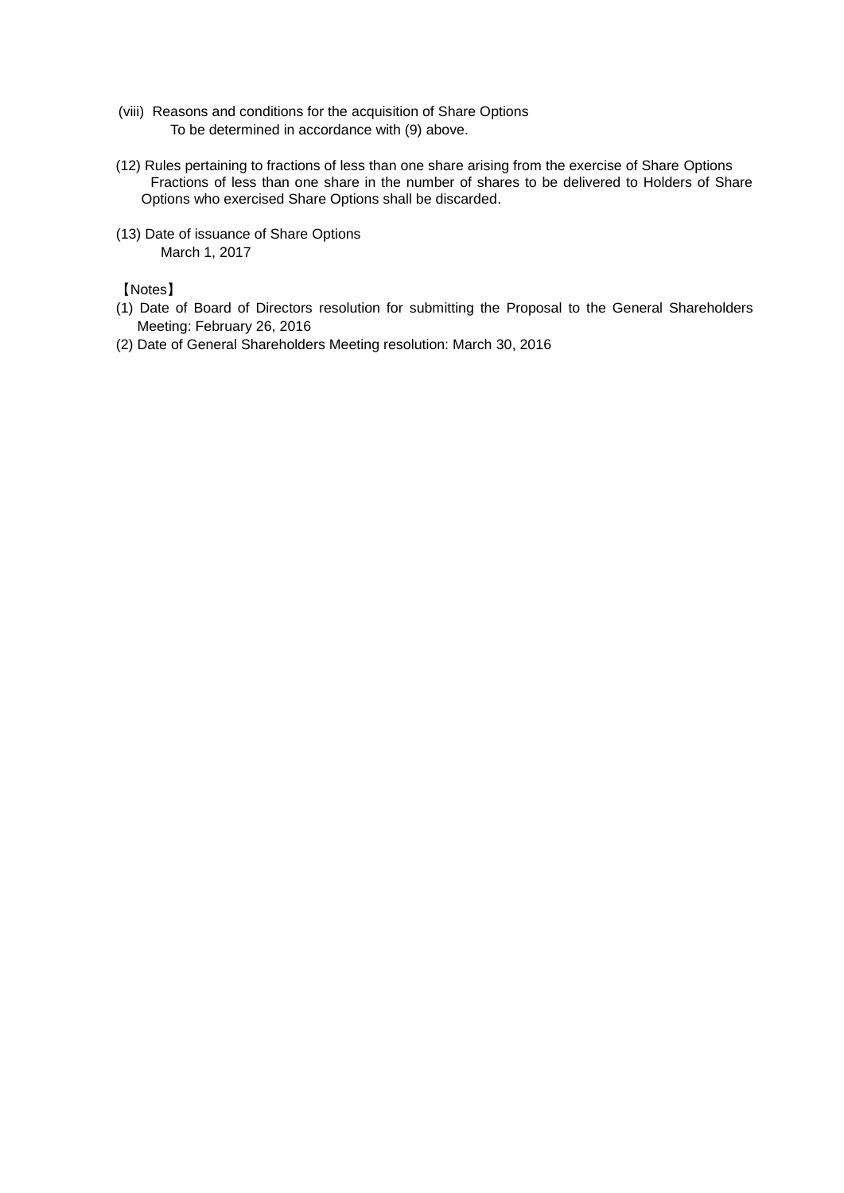(viii) Reasons and conditions for the acquisition of Share Options

To be determined in accordance with (9) above.

(12) Rules pertaining to fractions of less than one share arising from the exercise of Share Options

Fractions of less than one share in the number of shares to be delivered to Holders of Share Options who exercised Share Options shall be discarded.

(13) Date of issuance of Share Options

March 1, 2017

【Notes】

(1) Date of Board of Directors resolution for submitting the Proposal to the General Shareholders Meeting: February 26, 2016

(2) Date of General Shareholders Meeting resolution: March 30, 2016